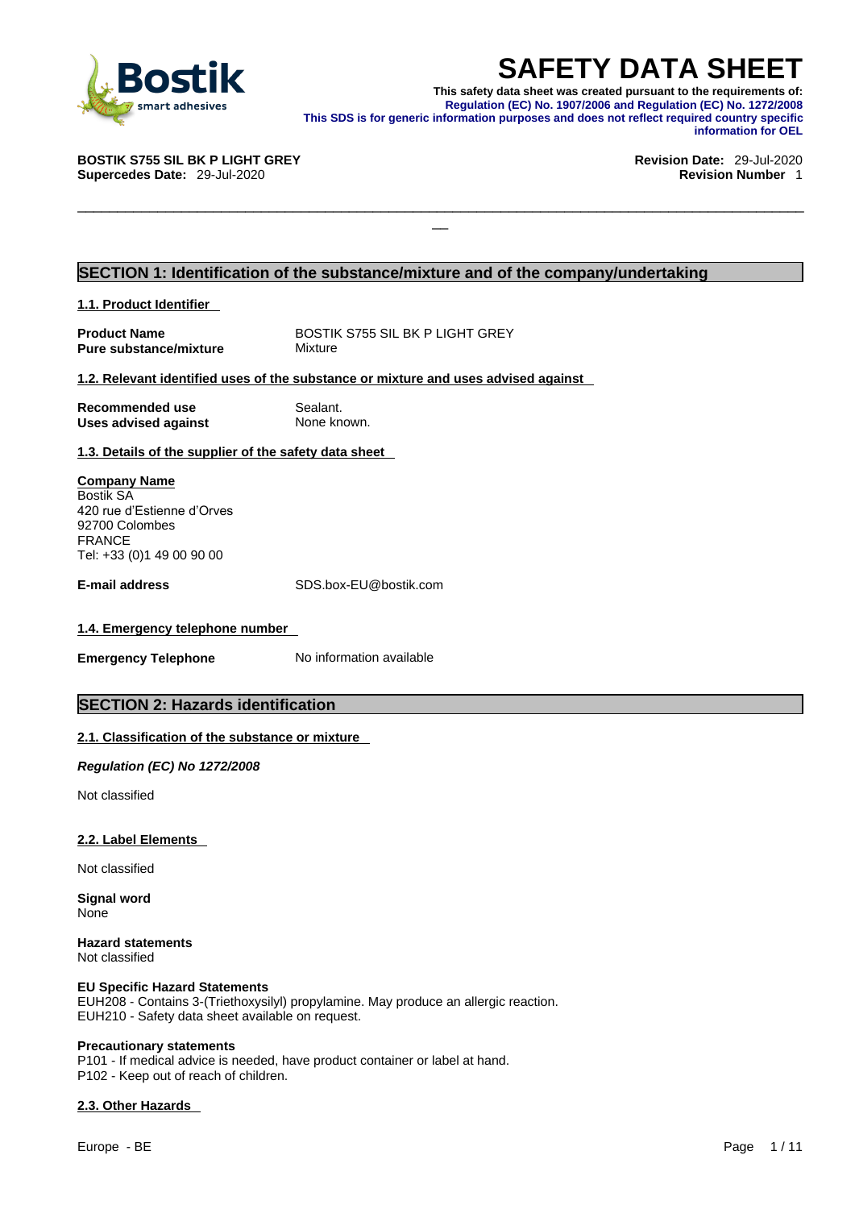# SAFETY DATA SHEET

**This safety data sheet was created pursuant to the requirements of:**
**Regulation (EC) No. 1907/2006 and Regulation (EC) No. 1272/2008**
**This SDS is for generic information purposes and does not reflect required country specific information for OEL**

**BOSTIK S755 SIL BK P LIGHT GREY**
**Supercedes Date:** 29-Jul-2020

**Revision Date:** 29-Jul-2020
**Revision Number** 1

## SECTION 1: Identification of the substance/mixture and of the company/undertaking

### 1.1. Product Identifier

| | |
|---|---|
| **Product Name** | BOSTIK S755 SIL BK P LIGHT GREY |
| **Pure substance/mixture** | Mixture |

### 1.2. Relevant identified uses of the substance or mixture and uses advised against

| | |
|---|---|
| **Recommended use** | Sealant. |
| **Uses advised against** | None known. |

### 1.3. Details of the supplier of the safety data sheet

**Company Name**
Bostik SA
420 rue d'Estienne d'Orves
92700 Colombes
FRANCE
Tel: +33 (0)1 49 00 90 00

**E-mail address** SDS.box-EU@bostik.com

### 1.4. Emergency telephone number

**Emergency Telephone** No information available

## SECTION 2: Hazards identification

### 2.1. Classification of the substance or mixture

***Regulation (EC) No 1272/2008***

Not classified

### 2.2. Label Elements

Not classified

**Signal word**
None

**Hazard statements**
Not classified

**EU Specific Hazard Statements**
EUH208 - Contains 3-(Triethoxysilyl) propylamine. May produce an allergic reaction.
EUH210 - Safety data sheet available on request.

**Precautionary statements**
P101 - If medical advice is needed, have product container or label at hand.
P102 - Keep out of reach of children.

### 2.3. Other Hazards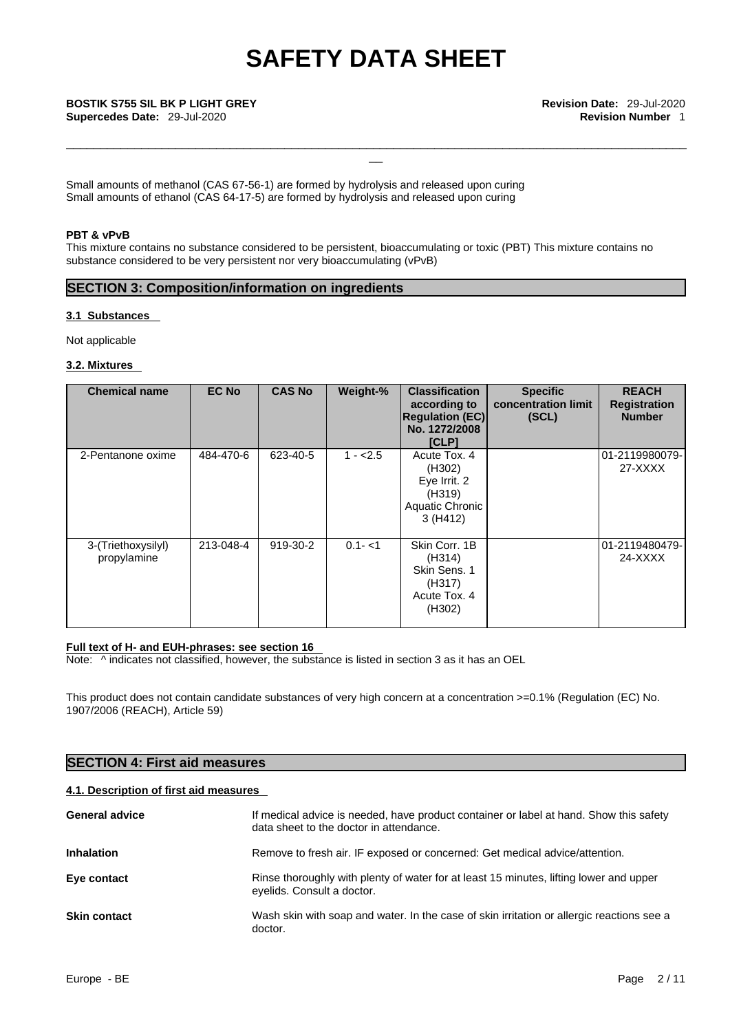Small amounts of methanol (CAS 67-56-1) are formed by hydrolysis and released upon curing
Small amounts of ethanol (CAS 64-17-5) are formed by hydrolysis and released upon curing

**PBT & vPvB**
This mixture contains no substance considered to be persistent, bioaccumulating or toxic (PBT) This mixture contains no substance considered to be very persistent nor very bioaccumulating (vPvB)

## SECTION 3: Composition/information on ingredients

### 3.1 Substances

Not applicable

### 3.2. Mixtures

| Chemical name | EC No | CAS No | Weight-% | Classification according to Regulation (EC) No. 1272/2008 [CLP] | Specific concentration limit (SCL) | REACH Registration Number |
|---|---|---|---|---|---|---|
| 2-Pentanone oxime | 484-470-6 | 623-40-5 | 1 - <2.5 | Acute Tox. 4 (H302) Eye Irrit. 2 (H319) Aquatic Chronic 3 (H412) | | 01-2119980079-27-XXXX |
| 3-(Triethoxysilyl) propylamine | 213-048-4 | 919-30-2 | 0.1- <1 | Skin Corr. 1B (H314) Skin Sens. 1 (H317) Acute Tox. 4 (H302) | | 01-2119480479-24-XXXX |

**Full text of H- and EUH-phrases: see section 16**
Note: ^ indicates not classified, however, the substance is listed in section 3 as it has an OEL

This product does not contain candidate substances of very high concern at a concentration >=0.1% (Regulation (EC) No. 1907/2006 (REACH), Article 59)

## SECTION 4: First aid measures

### 4.1. Description of first aid measures

**General advice** If medical advice is needed, have product container or label at hand. Show this safety data sheet to the doctor in attendance.

**Inhalation** Remove to fresh air. IF exposed or concerned: Get medical advice/attention.

**Eye contact** Rinse thoroughly with plenty of water for at least 15 minutes, lifting lower and upper eyelids. Consult a doctor.

**Skin contact** Wash skin with soap and water. In the case of skin irritation or allergic reactions see a doctor.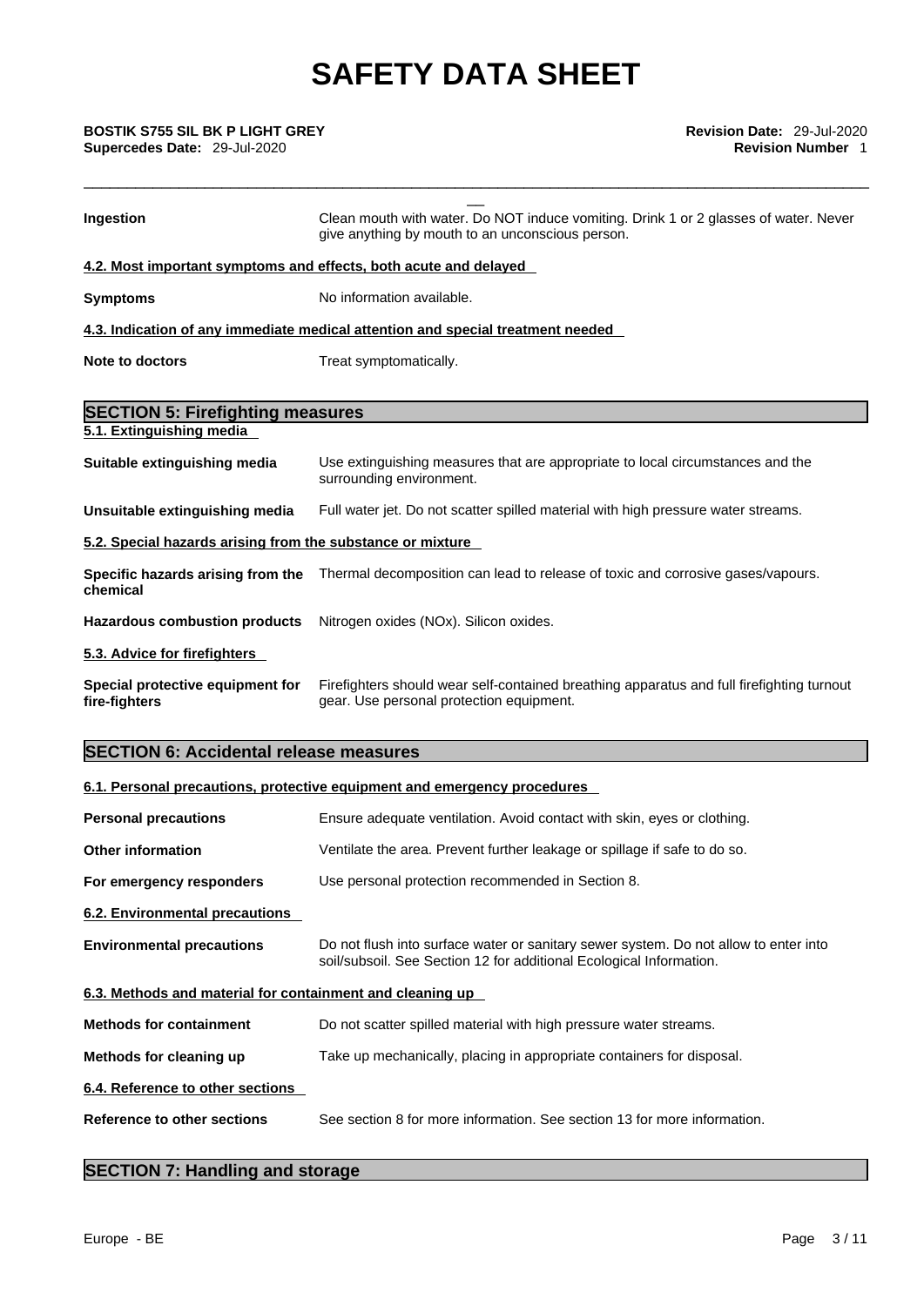| | |
|---|---|
| **Ingestion** | Clean mouth with water. Do NOT induce vomiting. Drink 1 or 2 glasses of water. Never give anything by mouth to an unconscious person. |

**4.2. Most important symptoms and effects, both acute and delayed**

| | |
|---|---|
| **Symptoms** | No information available. |

**4.3. Indication of any immediate medical attention and special treatment needed**

| | |
|---|---|
| **Note to doctors** | Treat symptomatically. |

## SECTION 5: Firefighting measures

**5.1. Extinguishing media**

| | |
|---|---|
| **Suitable extinguishing media** | Use extinguishing measures that are appropriate to local circumstances and the surrounding environment. |
| **Unsuitable extinguishing media** | Full water jet. Do not scatter spilled material with high pressure water streams. |

**5.2. Special hazards arising from the substance or mixture**

| | |
|---|---|
| **Specific hazards arising from the chemical** | Thermal decomposition can lead to release of toxic and corrosive gases/vapours. |
| **Hazardous combustion products** | Nitrogen oxides (NOx). Silicon oxides. |

**5.3. Advice for firefighters**

| | |
|---|---|
| **Special protective equipment for fire-fighters** | Firefighters should wear self-contained breathing apparatus and full firefighting turnout gear. Use personal protection equipment. |

## SECTION 6: Accidental release measures

**6.1. Personal precautions, protective equipment and emergency procedures**

| | |
|---|---|
| **Personal precautions** | Ensure adequate ventilation. Avoid contact with skin, eyes or clothing. |
| **Other information** | Ventilate the area. Prevent further leakage or spillage if safe to do so. |
| **For emergency responders** | Use personal protection recommended in Section 8. |

**6.2. Environmental precautions**

| | |
|---|---|
| **Environmental precautions** | Do not flush into surface water or sanitary sewer system. Do not allow to enter into soil/subsoil. See Section 12 for additional Ecological Information. |

**6.3. Methods and material for containment and cleaning up**

| | |
|---|---|
| **Methods for containment** | Do not scatter spilled material with high pressure water streams. |
| **Methods for cleaning up** | Take up mechanically, placing in appropriate containers for disposal. |

**6.4. Reference to other sections**

| | |
|---|---|
| **Reference to other sections** | See section 8 for more information. See section 13 for more information. |

## SECTION 7: Handling and storage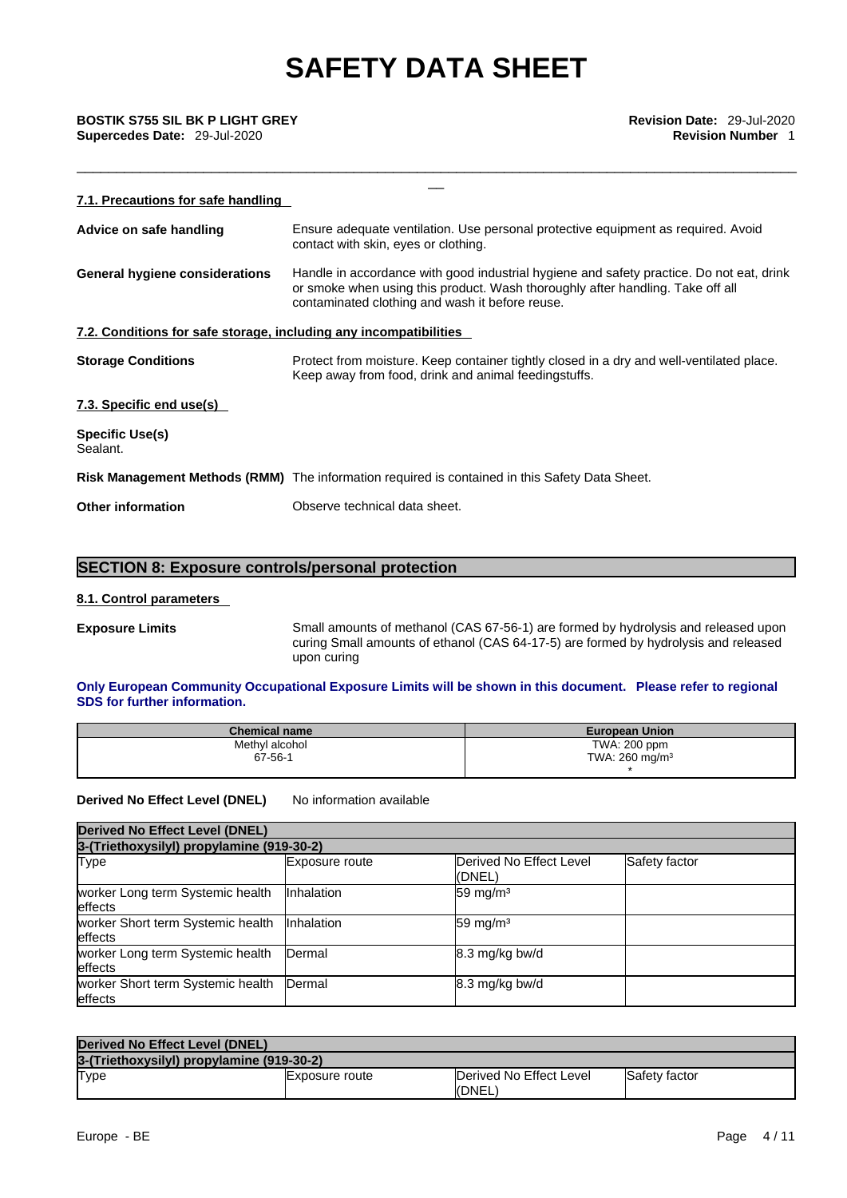#### 7.1. Precautions for safe handling

**Advice on safe handling** Ensure adequate ventilation. Use personal protective equipment as required. Avoid contact with skin, eyes or clothing.

**General hygiene considerations** Handle in accordance with good industrial hygiene and safety practice. Do not eat, drink or smoke when using this product. Wash thoroughly after handling. Take off all contaminated clothing and wash it before reuse.

#### 7.2. Conditions for safe storage, including any incompatibilities

**Storage Conditions** Protect from moisture. Keep container tightly closed in a dry and well-ventilated place. Keep away from food, drink and animal feedingstuffs.

#### 7.3. Specific end use(s)

**Specific Use(s)**
Sealant.

**Risk Management Methods (RMM)** The information required is contained in this Safety Data Sheet.

**Other information** Observe technical data sheet.

## SECTION 8: Exposure controls/personal protection

#### 8.1. Control parameters

**Exposure Limits** Small amounts of methanol (CAS 67-56-1) are formed by hydrolysis and released upon curing Small amounts of ethanol (CAS 64-17-5) are formed by hydrolysis and released upon curing

**Only European Community Occupational Exposure Limits will be shown in this document. Please refer to regional SDS for further information.**

| Chemical name | European Union |
|---|---|
| Methyl alcohol<br>67-56-1 | TWA: 200 ppm<br>TWA: 260 mg/m³<br>* |

**Derived No Effect Level (DNEL)** No information available

| Derived No Effect Level (DNEL) | | | |
|---|---|---|---|
| **3-(Triethoxysilyl) propylamine (919-30-2)** | | | |
| Type | Exposure route | Derived No Effect Level (DNEL) | Safety factor |
| worker Long term Systemic health effects | Inhalation | 59 mg/m³ | |
| worker Short term Systemic health effects | Inhalation | 59 mg/m³ | |
| worker Long term Systemic health effects | Dermal | 8.3 mg/kg bw/d | |
| worker Short term Systemic health effects | Dermal | 8.3 mg/kg bw/d | |

| Derived No Effect Level (DNEL) | | | |
|---|---|---|---|
| **3-(Triethoxysilyl) propylamine (919-30-2)** | | | |
| Type | Exposure route | Derived No Effect Level (DNEL) | Safety factor |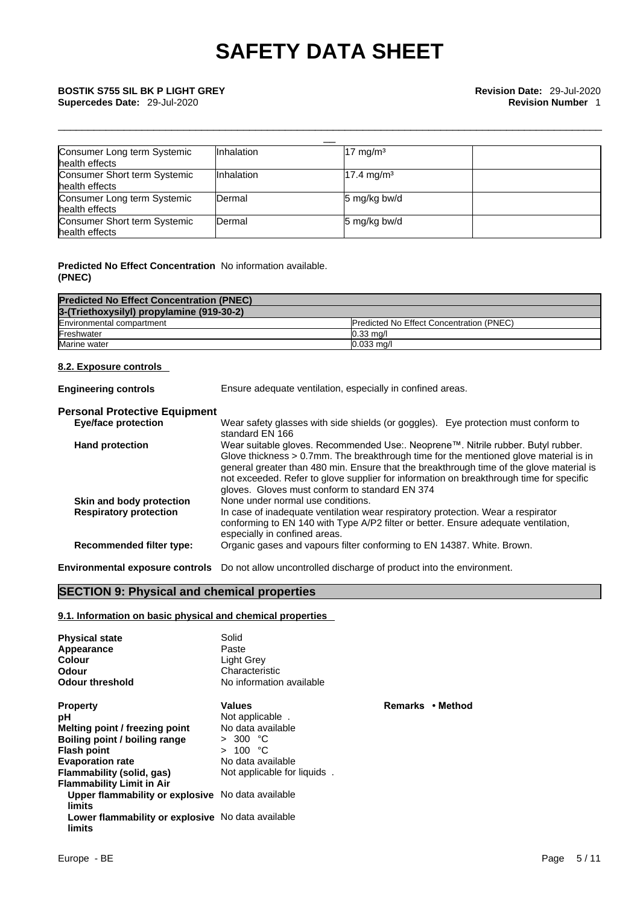| | | | |
|---|---|---|---|
| Consumer Long term Systemic health effects | Inhalation | 17 mg/m³ | |
| Consumer Short term Systemic health effects | Inhalation | 17.4 mg/m³ | |
| Consumer Long term Systemic health effects | Dermal | 5 mg/kg bw/d | |
| Consumer Short term Systemic health effects | Dermal | 5 mg/kg bw/d | |

**Predicted No Effect Concentration (PNEC)** No information available.

| Predicted No Effect Concentration (PNEC) | |
|---|---|
| **3-(Triethoxysilyl) propylamine (919-30-2)** | |
| Environmental compartment | Predicted No Effect Concentration (PNEC) |
| Freshwater | 0.33 mg/l |
| Marine water | 0.033 mg/l |

### 8.2. Exposure controls

**Engineering controls** Ensure adequate ventilation, especially in confined areas.

**Personal Protective Equipment**

**Eye/face protection** Wear safety glasses with side shields (or goggles). Eye protection must conform to standard EN 166

**Hand protection** Wear suitable gloves. Recommended Use:. Neoprene™. Nitrile rubber. Butyl rubber. Glove thickness > 0.7mm. The breakthrough time for the mentioned glove material is in general greater than 480 min. Ensure that the breakthrough time of the glove material is not exceeded. Refer to glove supplier for information on breakthrough time for specific gloves. Gloves must conform to standard EN 374

**Skin and body protection** None under normal use conditions.

**Respiratory protection** In case of inadequate ventilation wear respiratory protection. Wear a respirator conforming to EN 140 with Type A/P2 filter or better. Ensure adequate ventilation, especially in confined areas.

**Recommended filter type:** Organic gases and vapours filter conforming to EN 14387. White. Brown.

**Environmental exposure controls** Do not allow uncontrolled discharge of product into the environment.

## SECTION 9: Physical and chemical properties

### 9.1. Information on basic physical and chemical properties

**Physical state** Solid
**Appearance** Paste
**Colour** Light Grey
**Odour** Characteristic
**Odour threshold** No information available

| Property | Values | Remarks • Method |
|---|---|---|
| **pH** | Not applicable . | |
| **Melting point / freezing point** | No data available | |
| **Boiling point / boiling range** | > 300 °C | |
| **Flash point** | > 100 °C | |
| **Evaporation rate** | No data available | |
| **Flammability (solid, gas)** | Not applicable for liquids . | |
| **Flammability Limit in Air** | | |
| **Upper flammability or explosive limits** | No data available | |
| **Lower flammability or explosive limits** | No data available | |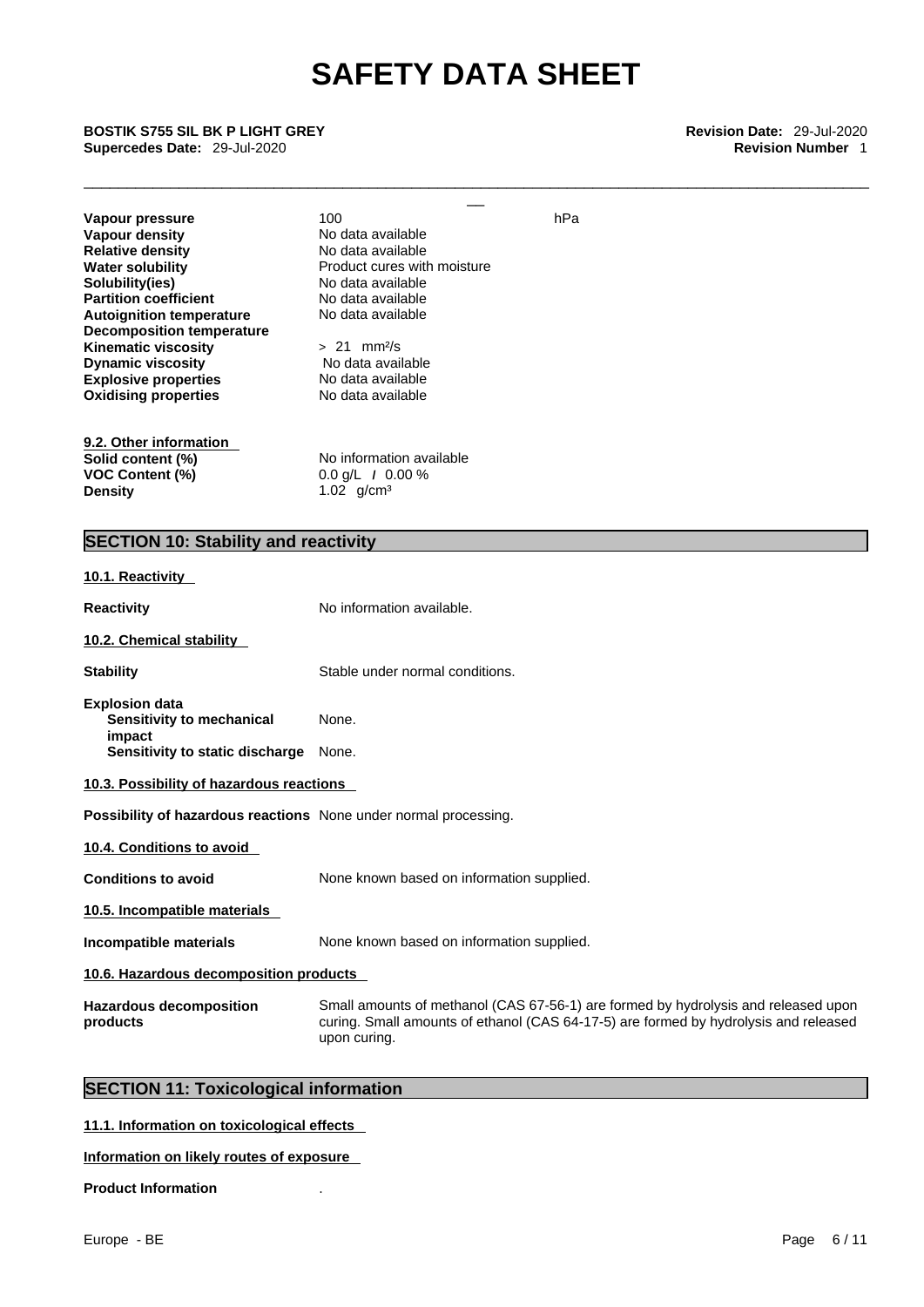| | | |
|---|---|---|
| **Vapour pressure** | 100 | hPa |
| **Vapour density** | No data available | |
| **Relative density** | No data available | |
| **Water solubility** | Product cures with moisture | |
| **Solubility(ies)** | No data available | |
| **Partition coefficient** | No data available | |
| **Autoignition temperature** | No data available | |
| **Decomposition temperature** | | |
| **Kinematic viscosity** | > 21 $mm^2/s$ | |
| **Dynamic viscosity** | No data available | |
| **Explosive properties** | No data available | |
| **Oxidising properties** | No data available | |

**9.2. Other information**

| | |
|---|---|
| **Solid content (%)** | No information available |
| **VOC Content (%)** | 0.0 g/L / 0.00 % |
| **Density** | 1.02 $g/cm^3$ |

## SECTION 10: Stability and reactivity

**10.1. Reactivity**

**Reactivity** No information available.

**10.2. Chemical stability**

**Stability** Stable under normal conditions.

**Explosion data**
**Sensitivity to mechanical impact** None.
**Sensitivity to static discharge** None.

**10.3. Possibility of hazardous reactions**

**Possibility of hazardous reactions** None under normal processing.

**10.4. Conditions to avoid**

**Conditions to avoid** None known based on information supplied.

**10.5. Incompatible materials**

**Incompatible materials** None known based on information supplied.

**10.6. Hazardous decomposition products**

**Hazardous decomposition products** Small amounts of methanol (CAS 67-56-1) are formed by hydrolysis and released upon curing. Small amounts of ethanol (CAS 64-17-5) are formed by hydrolysis and released upon curing.

## SECTION 11: Toxicological information

**11.1. Information on toxicological effects**

**Information on likely routes of exposure**

**Product Information** .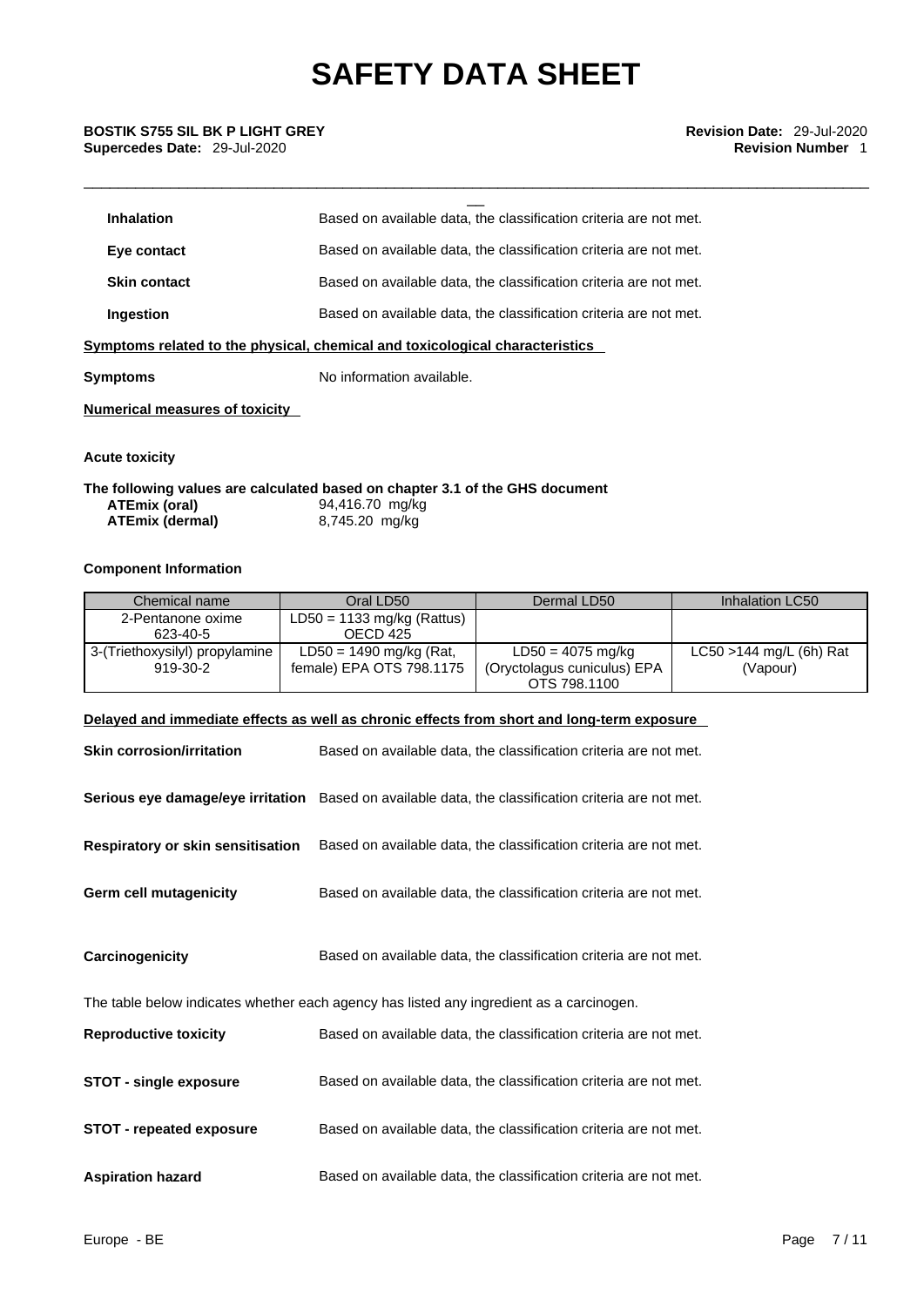| | |
|---|---|
| **Inhalation** | Based on available data, the classification criteria are not met. |
| **Eye contact** | Based on available data, the classification criteria are not met. |
| **Skin contact** | Based on available data, the classification criteria are not met. |
| **Ingestion** | Based on available data, the classification criteria are not met. |

**Symptoms related to the physical, chemical and toxicological characteristics**

**Symptoms** No information available.

**Numerical measures of toxicity**

**Acute toxicity**

**The following values are calculated based on chapter 3.1 of the GHS document**

| | |
|---|---|
| **ATEmix (oral)** | 94,416.70 mg/kg |
| **ATEmix (dermal)** | 8,745.20 mg/kg |

**Component Information**

| Chemical name | Oral LD50 | Dermal LD50 | Inhalation LC50 |
|---|---|---|---|
| 2-Pentanone oxime 623-40-5 | LD50 = 1133 mg/kg (Rattus) OECD 425 | | |
| 3-(Triethoxysilyl) propylamine 919-30-2 | LD50 = 1490 mg/kg (Rat, female) EPA OTS 798.1175 | LD50 = 4075 mg/kg (Oryctolagus cuniculus) EPA OTS 798.1100 | LC50 >144 mg/L (6h) Rat (Vapour) |

**Delayed and immediate effects as well as chronic effects from short and long-term exposure**

**Skin corrosion/irritation** Based on available data, the classification criteria are not met.

**Serious eye damage/eye irritation** Based on available data, the classification criteria are not met.

**Respiratory or skin sensitisation** Based on available data, the classification criteria are not met.

**Germ cell mutagenicity** Based on available data, the classification criteria are not met.

**Carcinogenicity** Based on available data, the classification criteria are not met.

The table below indicates whether each agency has listed any ingredient as a carcinogen.

**Reproductive toxicity** Based on available data, the classification criteria are not met.

**STOT - single exposure** Based on available data, the classification criteria are not met.

**STOT - repeated exposure** Based on available data, the classification criteria are not met.

**Aspiration hazard** Based on available data, the classification criteria are not met.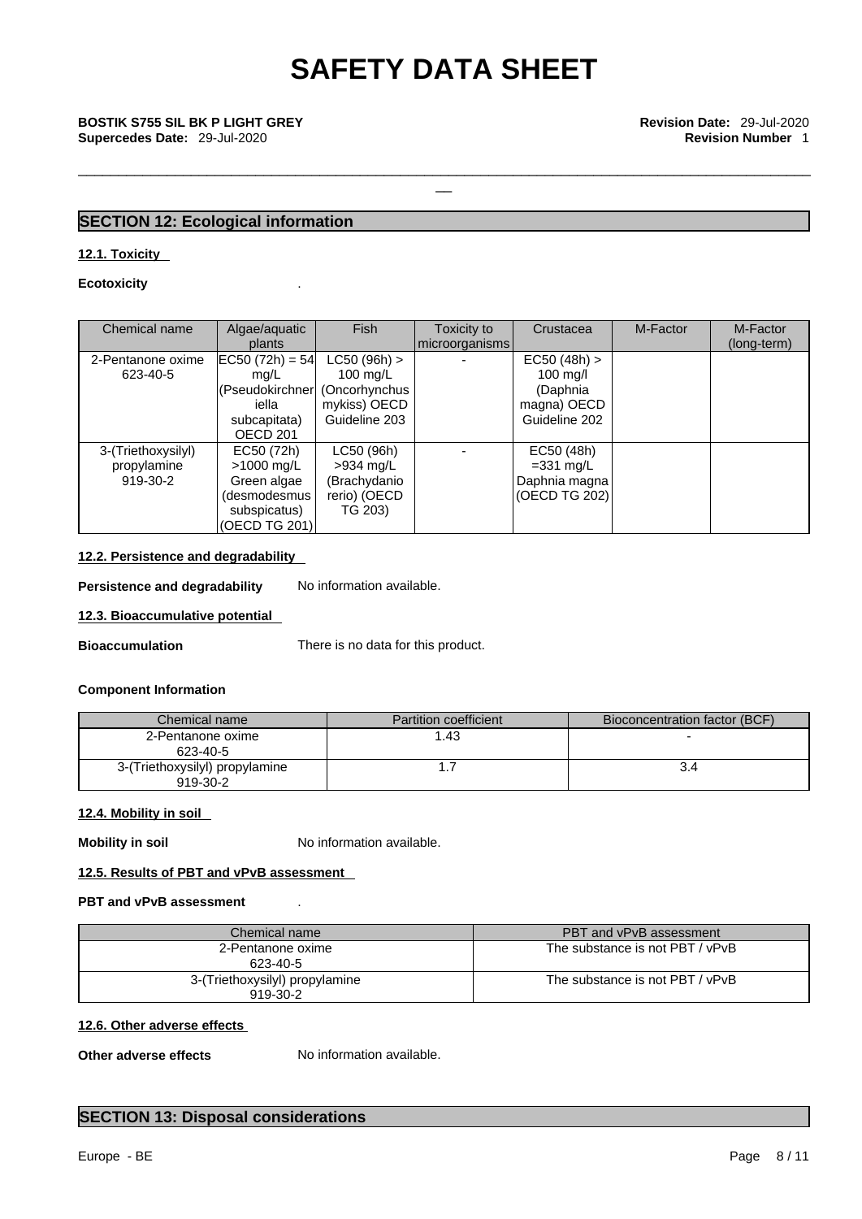## SECTION 12: Ecological information

### 12.1. Toxicity

**Ecotoxicity** .

| Chemical name | Algae/aquatic plants | Fish | Toxicity to microorganisms | Crustacea | M-Factor | M-Factor (long-term) |
|---|---|---|---|---|---|---|
| 2-Pentanone oxime 623-40-5 | EC50 (72h) = 54 mg/L (Pseudokirchneriella subcapitata) OECD 201 | LC50 (96h) > 100 mg/L (Oncorhynchus mykiss) OECD Guideline 203 | - | EC50 (48h) > 100 mg/l (Daphnia magna) OECD Guideline 202 | | |
| 3-(Triethoxysilyl) propylamine 919-30-2 | EC50 (72h) >1000 mg/L Green algae (desmodesmus subspicatus) (OECD TG 201) | LC50 (96h) >934 mg/L (Brachydanio rerio) (OECD TG 203) | - | EC50 (48h) =331 mg/L Daphnia magna (OECD TG 202) | | |

### 12.2. Persistence and degradability

**Persistence and degradability** No information available.

### 12.3. Bioaccumulative potential

**Bioaccumulation** There is no data for this product.

**Component Information**

| Chemical name | Partition coefficient | Bioconcentration factor (BCF) |
|---|---|---|
| 2-Pentanone oxime 623-40-5 | 1.43 | - |
| 3-(Triethoxysilyl) propylamine 919-30-2 | 1.7 | 3.4 |

### 12.4. Mobility in soil

**Mobility in soil** No information available.

### 12.5. Results of PBT and vPvB assessment

**PBT and vPvB assessment** .

| Chemical name | PBT and vPvB assessment |
|---|---|
| 2-Pentanone oxime 623-40-5 | The substance is not PBT / vPvB |
| 3-(Triethoxysilyl) propylamine 919-30-2 | The substance is not PBT / vPvB |

### 12.6. Other adverse effects

**Other adverse effects** No information available.

## SECTION 13: Disposal considerations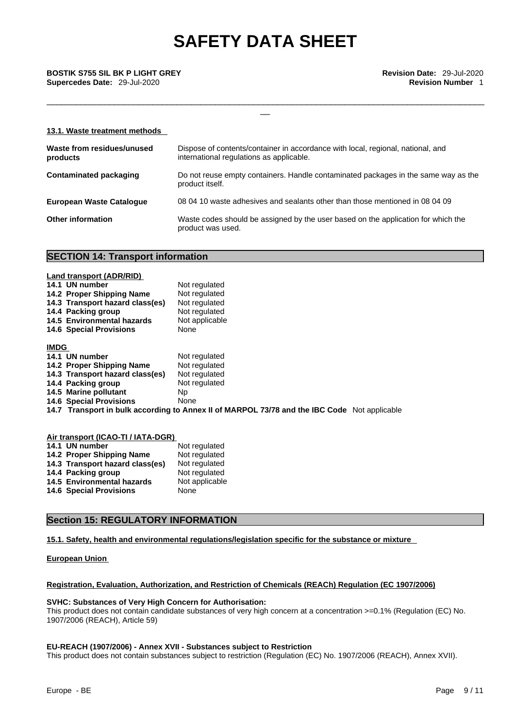#### 13.1. Waste treatment methods

| | |
|---|---|
| **Waste from residues/unused products** | Dispose of contents/container in accordance with local, regional, national, and international regulations as applicable. |
| **Contaminated packaging** | Do not reuse empty containers. Handle contaminated packages in the same way as the product itself. |
| **European Waste Catalogue** | 08 04 10 waste adhesives and sealants other than those mentioned in 08 04 09 |
| **Other information** | Waste codes should be assigned by the user based on the application for which the product was used. |

## SECTION 14: Transport information

**Land transport (ADR/RID)**

| | |
|---|---|
| **14.1 UN number** | Not regulated |
| **14.2 Proper Shipping Name** | Not regulated |
| **14.3 Transport hazard class(es)** | Not regulated |
| **14.4 Packing group** | Not regulated |
| **14.5 Environmental hazards** | Not applicable |
| **14.6 Special Provisions** | None |

**IMDG**

| | |
|---|---|
| **14.1 UN number** | Not regulated |
| **14.2 Proper Shipping Name** | Not regulated |
| **14.3 Transport hazard class(es)** | Not regulated |
| **14.4 Packing group** | Not regulated |
| **14.5 Marine pollutant** | Np |
| **14.6 Special Provisions** | None |

**14.7 Transport in bulk according to Annex II of MARPOL 73/78 and the IBC Code** Not applicable

**Air transport (ICAO-TI / IATA-DGR)**

| | |
|---|---|
| **14.1 UN number** | Not regulated |
| **14.2 Proper Shipping Name** | Not regulated |
| **14.3 Transport hazard class(es)** | Not regulated |
| **14.4 Packing group** | Not regulated |
| **14.5 Environmental hazards** | Not applicable |
| **14.6 Special Provisions** | None |

## Section 15: REGULATORY INFORMATION

#### 15.1. Safety, health and environmental regulations/legislation specific for the substance or mixture

**European Union**

**Registration, Evaluation, Authorization, and Restriction of Chemicals (REACh) Regulation (EC 1907/2006)**

**SVHC: Substances of Very High Concern for Authorisation:**
This product does not contain candidate substances of very high concern at a concentration >=0.1% (Regulation (EC) No. 1907/2006 (REACH), Article 59)

**EU-REACH (1907/2006) - Annex XVII - Substances subject to Restriction**
This product does not contain substances subject to restriction (Regulation (EC) No. 1907/2006 (REACH), Annex XVII).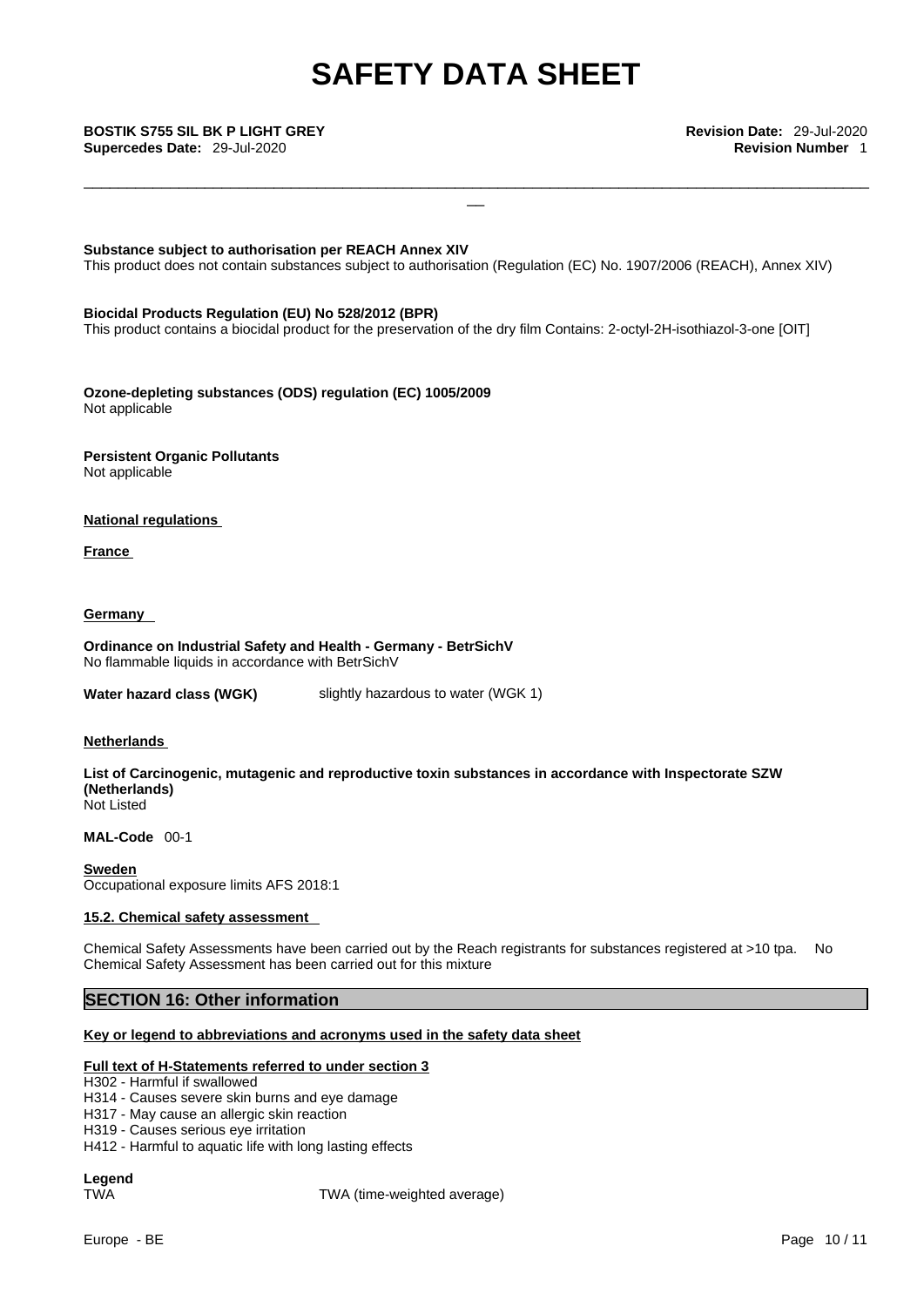**Substance subject to authorisation per REACH Annex XIV**
This product does not contain substances subject to authorisation (Regulation (EC) No. 1907/2006 (REACH), Annex XIV)

**Biocidal Products Regulation (EU) No 528/2012 (BPR)**
This product contains a biocidal product for the preservation of the dry film Contains: 2-octyl-2H-isothiazol-3-one [OIT]

**Ozone-depleting substances (ODS) regulation (EC) 1005/2009**
Not applicable

**Persistent Organic Pollutants**
Not applicable

**National regulations**

**France**

**Germany**

**Ordinance on Industrial Safety and Health - Germany - BetrSichV**
No flammable liquids in accordance with BetrSichV

**Water hazard class (WGK)** slightly hazardous to water (WGK 1)

**Netherlands**

**List of Carcinogenic, mutagenic and reproductive toxin substances in accordance with Inspectorate SZW (Netherlands)**
Not Listed

**MAL-Code** 00-1

**Sweden**
Occupational exposure limits AFS 2018:1

**15.2. Chemical safety assessment**

Chemical Safety Assessments have been carried out by the Reach registrants for substances registered at >10 tpa. No Chemical Safety Assessment has been carried out for this mixture

## SECTION 16: Other information

**Key or legend to abbreviations and acronyms used in the safety data sheet**

**Full text of H-Statements referred to under section 3**
H302 - Harmful if swallowed
H314 - Causes severe skin burns and eye damage
H317 - May cause an allergic skin reaction
H319 - Causes serious eye irritation
H412 - Harmful to aquatic life with long lasting effects

**Legend**
TWA TWA (time-weighted average)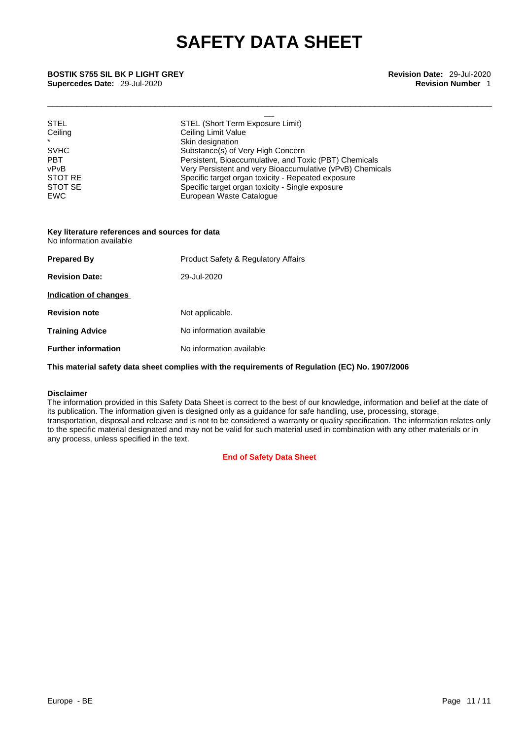| | |
|---|---|
| STEL | STEL (Short Term Exposure Limit) |
| Ceiling | Ceiling Limit Value |
| * | Skin designation |
| SVHC | Substance(s) of Very High Concern |
| PBT | Persistent, Bioaccumulative, and Toxic (PBT) Chemicals |
| vPvB | Very Persistent and very Bioaccumulative (vPvB) Chemicals |
| STOT RE | Specific target organ toxicity - Repeated exposure |
| STOT SE | Specific target organ toxicity - Single exposure |
| EWC | European Waste Catalogue |

**Key literature references and sources for data**
No information available

**Prepared By** Product Safety & Regulatory Affairs

**Revision Date:** 29-Jul-2020

**Indication of changes**

**Revision note** Not applicable.

**Training Advice** No information available

**Further information** No information available

**This material safety data sheet complies with the requirements of Regulation (EC) No. 1907/2006**

**Disclaimer**
The information provided in this Safety Data Sheet is correct to the best of our knowledge, information and belief at the date of its publication. The information given is designed only as a guidance for safe handling, use, processing, storage, transportation, disposal and release and is not to be considered a warranty or quality specification. The information relates only to the specific material designated and may not be valid for such material used in combination with any other materials or in any process, unless specified in the text.

**End of Safety Data Sheet**